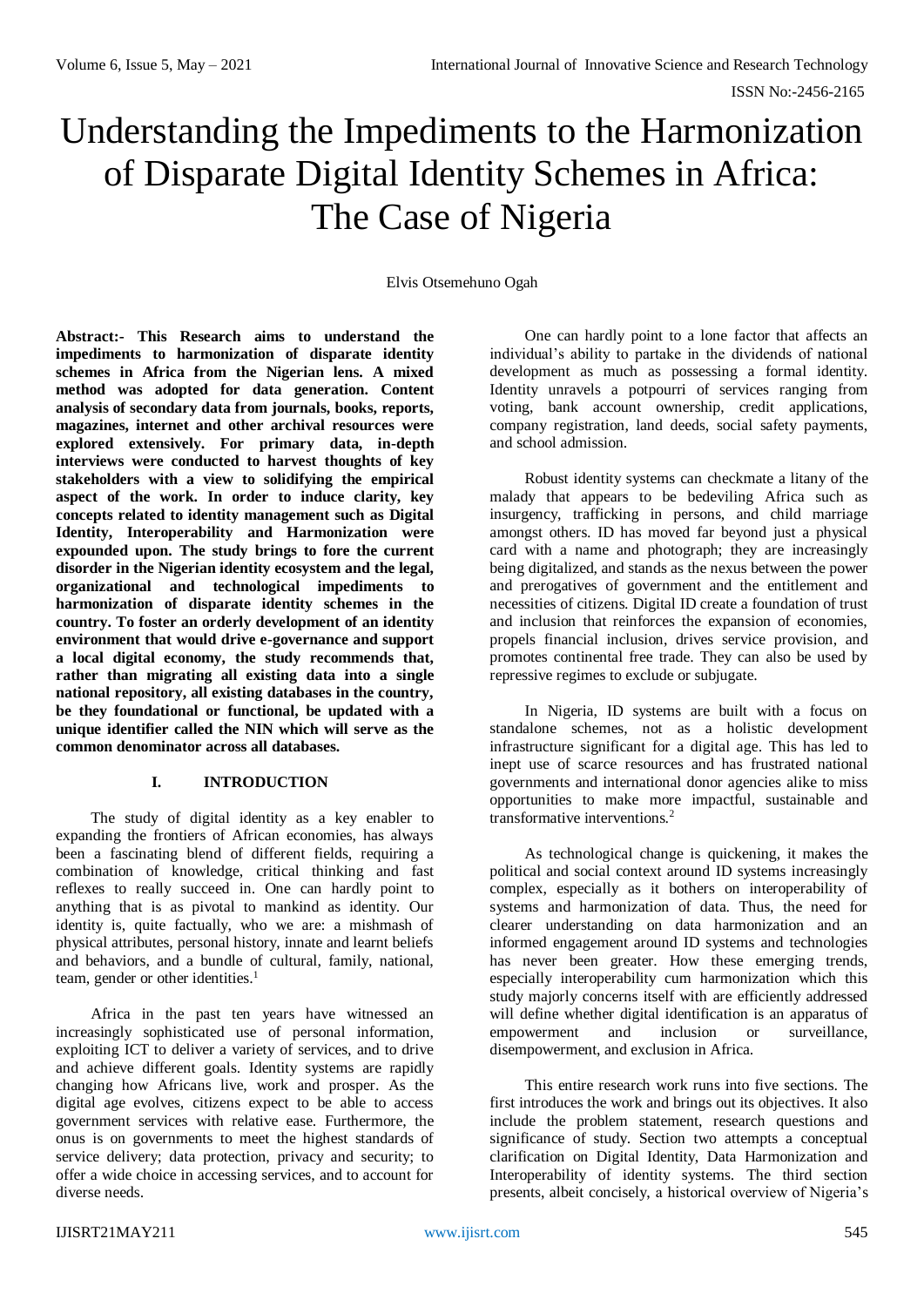# Understanding the Impediments to the Harmonization of Disparate Digital Identity Schemes in Africa: The Case of Nigeria

Elvis Otsemehuno Ogah

**Abstract:- This Research aims to understand the impediments to harmonization of disparate identity schemes in Africa from the Nigerian lens. A mixed method was adopted for data generation. Content analysis of secondary data from journals, books, reports, magazines, internet and other archival resources were explored extensively. For primary data, in-depth interviews were conducted to harvest thoughts of key stakeholders with a view to solidifying the empirical aspect of the work. In order to induce clarity, key concepts related to identity management such as Digital Identity, Interoperability and Harmonization were expounded upon. The study brings to fore the current disorder in the Nigerian identity ecosystem and the legal, organizational and technological impediments to harmonization of disparate identity schemes in the country. To foster an orderly development of an identity environment that would drive e-governance and support a local digital economy, the study recommends that, rather than migrating all existing data into a single national repository, all existing databases in the country, be they foundational or functional, be updated with a unique identifier called the NIN which will serve as the common denominator across all databases.**

## I. INTRODUCTION

The study of digital identity as a key enabler to expanding the frontiers of African economies, has always been a fascinating blend of different fields, requiring a combination of knowledge, critical thinking and fast reflexes to really succeed in. One can hardly point to anything that is as pivotal to mankind as identity. Our identity is, quite factually, who we are: a mishmash of physical attributes, personal history, innate and learnt beliefs and behaviors, and a bundle of cultural, family, national, team, gender or other identities.[1]

Africa in the past ten years have witnessed an increasingly sophisticated use of personal information, exploiting ICT to deliver a variety of services, and to drive and achieve different goals. Identity systems are rapidly changing how Africans live, work and prosper. As the digital age evolves, citizens expect to be able to access government services with relative ease. Furthermore, the onus is on governments to meet the highest standards of service delivery; data protection, privacy and security; to offer a wide choice in accessing services, and to account for diverse needs.

One can hardly point to a lone factor that affects an individual's ability to partake in the dividends of national development as much as possessing a formal identity. Identity unravels a potpourri of services ranging from voting, bank account ownership, credit applications, company registration, land deeds, social safety payments, and school admission.

Robust identity systems can checkmate a litany of the malady that appears to be bedeviling Africa such as insurgency, trafficking in persons, and child marriage amongst others. ID has moved far beyond just a physical card with a name and photograph; they are increasingly being digitalized, and stands as the nexus between the power and prerogatives of government and the entitlement and necessities of citizens. Digital ID create a foundation of trust and inclusion that reinforces the expansion of economies, propels financial inclusion, drives service provision, and promotes continental free trade. They can also be used by repressive regimes to exclude or subjugate.

In Nigeria, ID systems are built with a focus on standalone schemes, not as a holistic development infrastructure significant for a digital age. This has led to inept use of scarce resources and has frustrated national governments and international donor agencies alike to miss opportunities to make more impactful, sustainable and transformative interventions.[2]

As technological change is quickening, it makes the political and social context around ID systems increasingly complex, especially as it bothers on interoperability of systems and harmonization of data. Thus, the need for clearer understanding on data harmonization and an informed engagement around ID systems and technologies has never been greater. How these emerging trends, especially interoperability cum harmonization which this study majorly concerns itself with are efficiently addressed will define whether digital identification is an apparatus of empowerment and inclusion or surveillance, disempowerment, and exclusion in Africa.

This entire research work runs into five sections. The first introduces the work and brings out its objectives. It also include the problem statement, research questions and significance of study. Section two attempts a conceptual clarification on Digital Identity, Data Harmonization and Interoperability of identity systems. The third section presents, albeit concisely, a historical overview of Nigeria's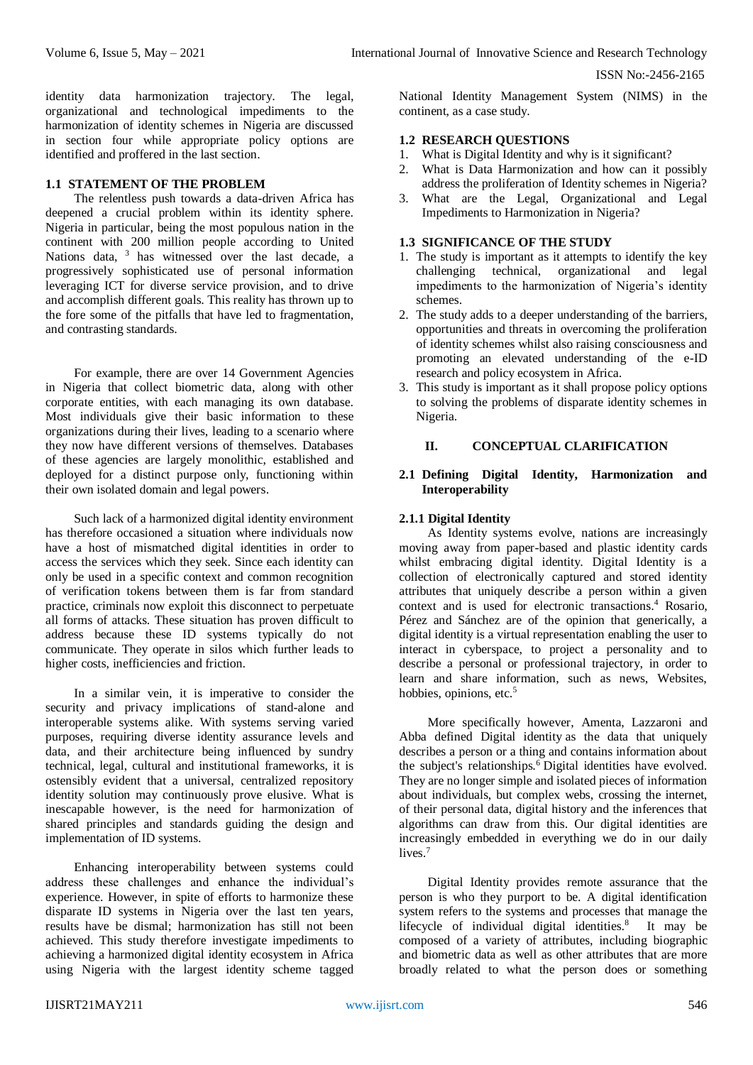identity data harmonization trajectory. The legal, organizational and technological impediments to the harmonization of identity schemes in Nigeria are discussed in section four while appropriate policy options are identified and proffered in the last section.

### 1.1 STATEMENT OF THE PROBLEM

The relentless push towards a data-driven Africa has deepened a crucial problem within its identity sphere. Nigeria in particular, being the most populous nation in the continent with 200 million people according to United Nations data, [3] has witnessed over the last decade, a progressively sophisticated use of personal information leveraging ICT for diverse service provision, and to drive and accomplish different goals. This reality has thrown up to the fore some of the pitfalls that have led to fragmentation, and contrasting standards.

For example, there are over 14 Government Agencies in Nigeria that collect biometric data, along with other corporate entities, with each managing its own database. Most individuals give their basic information to these organizations during their lives, leading to a scenario where they now have different versions of themselves. Databases of these agencies are largely monolithic, established and deployed for a distinct purpose only, functioning within their own isolated domain and legal powers.

Such lack of a harmonized digital identity environment has therefore occasioned a situation where individuals now have a host of mismatched digital identities in order to access the services which they seek. Since each identity can only be used in a specific context and common recognition of verification tokens between them is far from standard practice, criminals now exploit this disconnect to perpetuate all forms of attacks. These situation has proven difficult to address because these ID systems typically do not communicate. They operate in silos which further leads to higher costs, inefficiencies and friction.

In a similar vein, it is imperative to consider the security and privacy implications of stand-alone and interoperable systems alike. With systems serving varied purposes, requiring diverse identity assurance levels and data, and their architecture being influenced by sundry technical, legal, cultural and institutional frameworks, it is ostensibly evident that a universal, centralized repository identity solution may continuously prove elusive. What is inescapable however, is the need for harmonization of shared principles and standards guiding the design and implementation of ID systems.

Enhancing interoperability between systems could address these challenges and enhance the individual's experience. However, in spite of efforts to harmonize these disparate ID systems in Nigeria over the last ten years, results have be dismal; harmonization has still not been achieved. This study therefore investigate impediments to achieving a harmonized digital identity ecosystem in Africa using Nigeria with the largest identity scheme tagged National Identity Management System (NIMS) in the continent, as a case study.

### 1.2 RESEARCH QUESTIONS

1. What is Digital Identity and why is it significant?
2. What is Data Harmonization and how can it possibly address the proliferation of Identity schemes in Nigeria?
3. What are the Legal, Organizational and Legal Impediments to Harmonization in Nigeria?

### 1.3 SIGNIFICANCE OF THE STUDY

1. The study is important as it attempts to identify the key challenging technical, organizational and legal impediments to the harmonization of Nigeria's identity schemes.
2. The study adds to a deeper understanding of the barriers, opportunities and threats in overcoming the proliferation of identity schemes whilst also raising consciousness and promoting an elevated understanding of the e-ID research and policy ecosystem in Africa.
3. This study is important as it shall propose policy options to solving the problems of disparate identity schemes in Nigeria.

## II. CONCEPTUAL CLARIFICATION

### 2.1 Defining Digital Identity, Harmonization and Interoperability

#### 2.1.1 Digital Identity

As Identity systems evolve, nations are increasingly moving away from paper-based and plastic identity cards whilst embracing digital identity. Digital Identity is a collection of electronically captured and stored identity attributes that uniquely describe a person within a given context and is used for electronic transactions.[4] Rosario, Pérez and Sánchez are of the opinion that generically, a digital identity is a virtual representation enabling the user to interact in cyberspace, to project a personality and to describe a personal or professional trajectory, in order to learn and share information, such as news, Websites, hobbies, opinions, etc.[5]

More specifically however, Amenta, Lazzaroni and Abba defined Digital identity as the data that uniquely describes a person or a thing and contains information about the subject's relationships.[6] Digital identities have evolved. They are no longer simple and isolated pieces of information about individuals, but complex webs, crossing the internet, of their personal data, digital history and the inferences that algorithms can draw from this. Our digital identities are increasingly embedded in everything we do in our daily lives.[7]

Digital Identity provides remote assurance that the person is who they purport to be. A digital identification system refers to the systems and processes that manage the lifecycle of individual digital identities.[8] It may be composed of a variety of attributes, including biographic and biometric data as well as other attributes that are more broadly related to what the person does or something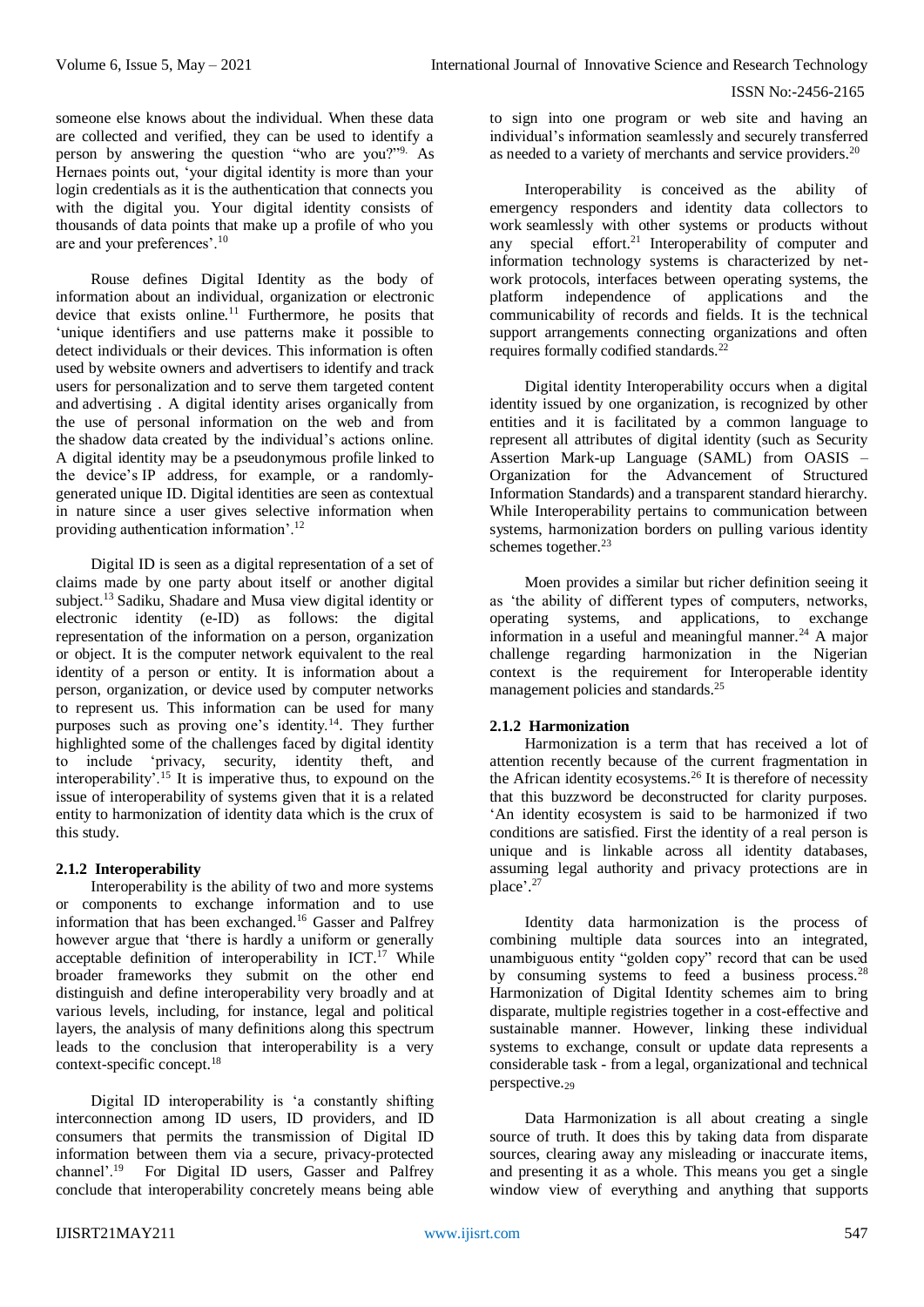someone else knows about the individual. When these data are collected and verified, they can be used to identify a person by answering the question "who are you?"[9]. As Hernaes points out, 'your digital identity is more than your login credentials as it is the authentication that connects you with the digital you. Your digital identity consists of thousands of data points that make up a profile of who you are and your preferences'.[10]

Rouse defines Digital Identity as the body of information about an individual, organization or electronic device that exists online.[11] Furthermore, he posits that 'unique identifiers and use patterns make it possible to detect individuals or their devices. This information is often used by website owners and advertisers to identify and track users for personalization and to serve them targeted content and advertising . A digital identity arises organically from the use of personal information on the web and from the shadow data created by the individual's actions online. A digital identity may be a pseudonymous profile linked to the device's IP address, for example, or a randomly-generated unique ID. Digital identities are seen as contextual in nature since a user gives selective information when providing authentication information'.[12]

Digital ID is seen as a digital representation of a set of claims made by one party about itself or another digital subject.[13] Sadiku, Shadare and Musa view digital identity or electronic identity (e-ID) as follows: the digital representation of the information on a person, organization or object. It is the computer network equivalent to the real identity of a person or entity. It is information about a person, organization, or device used by computer networks to represent us. This information can be used for many purposes such as proving one's identity.[14]. They further highlighted some of the challenges faced by digital identity to include 'privacy, security, identity theft, and interoperability'.[15] It is imperative thus, to expound on the issue of interoperability of systems given that it is a related entity to harmonization of identity data which is the crux of this study.

### 2.1.2 Interoperability

Interoperability is the ability of two and more systems or components to exchange information and to use information that has been exchanged.[16] Gasser and Palfrey however argue that 'there is hardly a uniform or generally acceptable definition of interoperability in ICT.[17] While broader frameworks they submit on the other end distinguish and define interoperability very broadly and at various levels, including, for instance, legal and political layers, the analysis of many definitions along this spectrum leads to the conclusion that interoperability is a very context-specific concept.[18]

Digital ID interoperability is 'a constantly shifting interconnection among ID users, ID providers, and ID consumers that permits the transmission of Digital ID information between them via a secure, privacy-protected channel'.[19] For Digital ID users, Gasser and Palfrey conclude that interoperability concretely means being able to sign into one program or web site and having an individual's information seamlessly and securely transferred as needed to a variety of merchants and service providers.[20]

Interoperability is conceived as the ability of emergency responders and identity data collectors to work seamlessly with other systems or products without any special effort.[21] Interoperability of computer and information technology systems is characterized by network protocols, interfaces between operating systems, the platform independence of applications and the communicability of records and fields. It is the technical support arrangements connecting organizations and often requires formally codified standards.[22]

Digital identity Interoperability occurs when a digital identity issued by one organization, is recognized by other entities and it is facilitated by a common language to represent all attributes of digital identity (such as Security Assertion Mark-up Language (SAML) from OASIS – Organization for the Advancement of Structured Information Standards) and a transparent standard hierarchy. While Interoperability pertains to communication between systems, harmonization borders on pulling various identity schemes together.[23]

Moen provides a similar but richer definition seeing it as 'the ability of different types of computers, networks, operating systems, and applications, to exchange information in a useful and meaningful manner.[24] A major challenge regarding harmonization in the Nigerian context is the requirement for Interoperable identity management policies and standards.[25]

### 2.1.2 Harmonization

Harmonization is a term that has received a lot of attention recently because of the current fragmentation in the African identity ecosystems.[26] It is therefore of necessity that this buzzword be deconstructed for clarity purposes. 'An identity ecosystem is said to be harmonized if two conditions are satisfied. First the identity of a real person is unique and is linkable across all identity databases, assuming legal authority and privacy protections are in place'.[27]

Identity data harmonization is the process of combining multiple data sources into an integrated, unambiguous entity "golden copy" record that can be used by consuming systems to feed a business process.[28] Harmonization of Digital Identity schemes aim to bring disparate, multiple registries together in a cost-effective and sustainable manner. However, linking these individual systems to exchange, consult or update data represents a considerable task - from a legal, organizational and technical perspective.[29]

Data Harmonization is all about creating a single source of truth. It does this by taking data from disparate sources, clearing away any misleading or inaccurate items, and presenting it as a whole. This means you get a single window view of everything and anything that supports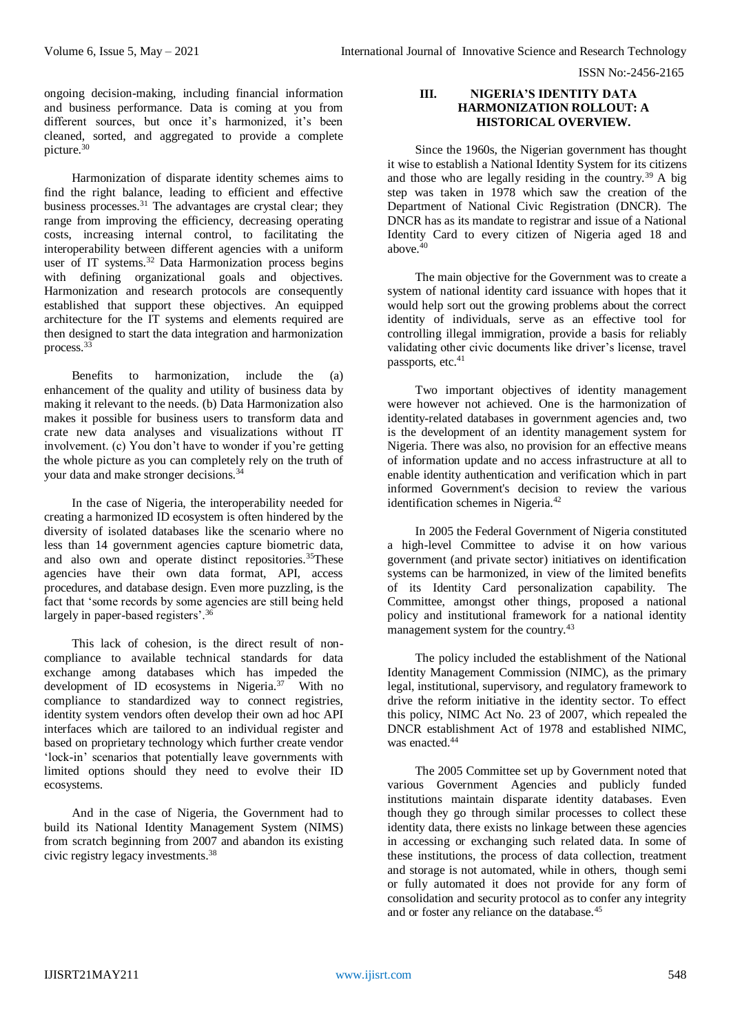ongoing decision-making, including financial information and business performance. Data is coming at you from different sources, but once it's harmonized, it's been cleaned, sorted, and aggregated to provide a complete picture.[30]

Harmonization of disparate identity schemes aims to find the right balance, leading to efficient and effective business processes.[31] The advantages are crystal clear; they range from improving the efficiency, decreasing operating costs, increasing internal control, to facilitating the interoperability between different agencies with a uniform user of IT systems.[32] Data Harmonization process begins with defining organizational goals and objectives. Harmonization and research protocols are consequently established that support these objectives. An equipped architecture for the IT systems and elements required are then designed to start the data integration and harmonization process.[33]

Benefits to harmonization, include the (a) enhancement of the quality and utility of business data by making it relevant to the needs. (b) Data Harmonization also makes it possible for business users to transform data and crate new data analyses and visualizations without IT involvement. (c) You don't have to wonder if you're getting the whole picture as you can completely rely on the truth of your data and make stronger decisions.[34]

In the case of Nigeria, the interoperability needed for creating a harmonized ID ecosystem is often hindered by the diversity of isolated databases like the scenario where no less than 14 government agencies capture biometric data, and also own and operate distinct repositories.[35]These agencies have their own data format, API, access procedures, and database design. Even more puzzling, is the fact that 'some records by some agencies are still being held largely in paper-based registers'.[36]

This lack of cohesion, is the direct result of non-compliance to available technical standards for data exchange among databases which has impeded the development of ID ecosystems in Nigeria.[37] With no compliance to standardized way to connect registries, identity system vendors often develop their own ad hoc API interfaces which are tailored to an individual register and based on proprietary technology which further create vendor 'lock-in' scenarios that potentially leave governments with limited options should they need to evolve their ID ecosystems.

And in the case of Nigeria, the Government had to build its National Identity Management System (NIMS) from scratch beginning from 2007 and abandon its existing civic registry legacy investments.[38]

## III. NIGERIA'S IDENTITY DATA HARMONIZATION ROLLOUT: A HISTORICAL OVERVIEW.

Since the 1960s, the Nigerian government has thought it wise to establish a National Identity System for its citizens and those who are legally residing in the country.[39] A big step was taken in 1978 which saw the creation of the Department of National Civic Registration (DNCR). The DNCR has as its mandate to registrar and issue of a National Identity Card to every citizen of Nigeria aged 18 and above.[40]

The main objective for the Government was to create a system of national identity card issuance with hopes that it would help sort out the growing problems about the correct identity of individuals, serve as an effective tool for controlling illegal immigration, provide a basis for reliably validating other civic documents like driver's license, travel passports, etc.[41]

Two important objectives of identity management were however not achieved. One is the harmonization of identity-related databases in government agencies and, two is the development of an identity management system for Nigeria. There was also, no provision for an effective means of information update and no access infrastructure at all to enable identity authentication and verification which in part informed Government's decision to review the various identification schemes in Nigeria.[42]

In 2005 the Federal Government of Nigeria constituted a high-level Committee to advise it on how various government (and private sector) initiatives on identification systems can be harmonized, in view of the limited benefits of its Identity Card personalization capability. The Committee, amongst other things, proposed a national policy and institutional framework for a national identity management system for the country.[43]

The policy included the establishment of the National Identity Management Commission (NIMC), as the primary legal, institutional, supervisory, and regulatory framework to drive the reform initiative in the identity sector. To effect this policy, NIMC Act No. 23 of 2007, which repealed the DNCR establishment Act of 1978 and established NIMC, was enacted.[44]

The 2005 Committee set up by Government noted that various Government Agencies and publicly funded institutions maintain disparate identity databases. Even though they go through similar processes to collect these identity data, there exists no linkage between these agencies in accessing or exchanging such related data. In some of these institutions, the process of data collection, treatment and storage is not automated, while in others, though semi or fully automated it does not provide for any form of consolidation and security protocol as to confer any integrity and or foster any reliance on the database.[45]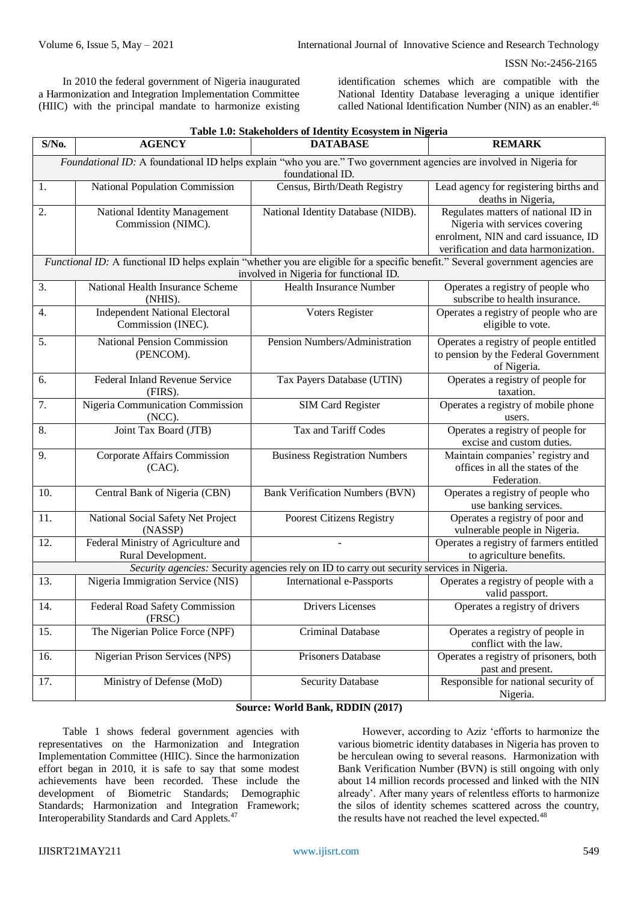In 2010 the federal government of Nigeria inaugurated a Harmonization and Integration Implementation Committee (HIIC) with the principal mandate to harmonize existing identification schemes which are compatible with the National Identity Database leveraging a unique identifier called National Identification Number (NIN) as an enabler.[46]

**Table 1.0: Stakeholders of Identity Ecosystem in Nigeria**

| S/No. | AGENCY | DATABASE | REMARK |
|---|---|---|---|
| *Foundational ID:* A foundational ID helps explain "who you are." Two government agencies are involved in Nigeria for foundational ID. | | | |
| 1. | National Population Commission | Census, Birth/Death Registry | Lead agency for registering births and deaths in Nigeria, |
| 2. | National Identity Management Commission (NIMC). | National Identity Database (NIDB). | Regulates matters of national ID in Nigeria with services covering enrolment, NIN and card issuance, ID verification and data harmonization. |
| *Functional ID:* A functional ID helps explain "whether you are eligible for a specific benefit." Several government agencies are involved in Nigeria for functional ID. | | | |
| 3. | National Health Insurance Scheme (NHIS). | Health Insurance Number | Operates a registry of people who subscribe to health insurance. |
| 4. | Independent National Electoral Commission (INEC). | Voters Register | Operates a registry of people who are eligible to vote. |
| 5. | National Pension Commission (PENCOM). | Pension Numbers/Administration | Operates a registry of people entitled to pension by the Federal Government of Nigeria. |
| 6. | Federal Inland Revenue Service (FIRS). | Tax Payers Database (UTIN) | Operates a registry of people for taxation. |
| 7. | Nigeria Communication Commission (NCC). | SIM Card Register | Operates a registry of mobile phone users. |
| 8. | Joint Tax Board (JTB) | Tax and Tariff Codes | Operates a registry of people for excise and custom duties. |
| 9. | Corporate Affairs Commission (CAC). | Business Registration Numbers | Maintain companies' registry and offices in all the states of the Federation. |
| 10. | Central Bank of Nigeria (CBN) | Bank Verification Numbers (BVN) | Operates a registry of people who use banking services. |
| 11. | National Social Safety Net Project (NASSP) | Poorest Citizens Registry | Operates a registry of poor and vulnerable people in Nigeria. |
| 12. | Federal Ministry of Agriculture and Rural Development. | - | Operates a registry of farmers entitled to agriculture benefits. |
| *Security agencies:* Security agencies rely on ID to carry out security services in Nigeria. | | | |
| 13. | Nigeria Immigration Service (NIS) | International e-Passports | Operates a registry of people with a valid passport. |
| 14. | Federal Road Safety Commission (FRSC) | Drivers Licenses | Operates a registry of drivers |
| 15. | The Nigerian Police Force (NPF) | Criminal Database | Operates a registry of people in conflict with the law. |
| 16. | Nigerian Prison Services (NPS) | Prisoners Database | Operates a registry of prisoners, both past and present. |
| 17. | Ministry of Defense (MoD) | Security Database | Responsible for national security of Nigeria. |

**Source: World Bank, RDDIN (2017)**

Table 1 shows federal government agencies with representatives on the Harmonization and Integration Implementation Committee (HIIC). Since the harmonization effort began in 2010, it is safe to say that some modest achievements have been recorded. These include the developement of Biometric Standards; Demographic Standards; Harmonization and Integration Framework; Interoperability Standards and Card Applets.[47]

However, according to Aziz 'efforts to harmonize the various biometric identity databases in Nigeria has proven to be herculean owing to several reasons. Harmonization with Bank Verification Number (BVN) is still ongoing with only about 14 million records processed and linked with the NIN already'. After many years of relentless efforts to harmonize the silos of identity schemes scattered across the country, the results have not reached the level expected.[48]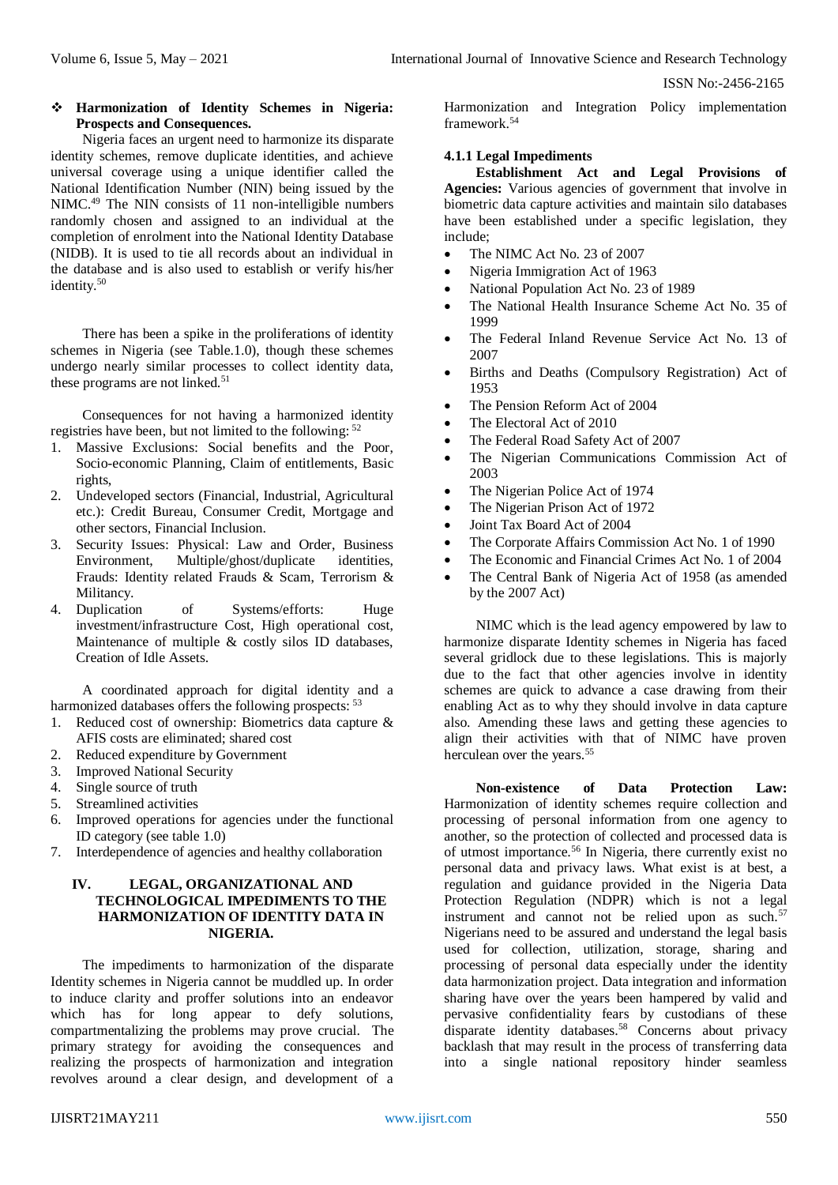- **Harmonization of Identity Schemes in Nigeria: Prospects and Consequences.**

Nigeria faces an urgent need to harmonize its disparate identity schemes, remove duplicate identities, and achieve universal coverage using a unique identifier called the National Identification Number (NIN) being issued by the NIMC.[49] The NIN consists of 11 non-intelligible numbers randomly chosen and assigned to an individual at the completion of enrolment into the National Identity Database (NIDB). It is used to tie all records about an individual in the database and is also used to establish or verify his/her identity.[50]

There has been a spike in the proliferations of identity schemes in Nigeria (see Table.1.0), though these schemes undergo nearly similar processes to collect identity data, these programs are not linked.[51]

Consequences for not having a harmonized identity registries have been, but not limited to the following: [52]

1. Massive Exclusions: Social benefits and the Poor, Socio-economic Planning, Claim of entitlements, Basic rights,
2. Undeveloped sectors (Financial, Industrial, Agricultural etc.): Credit Bureau, Consumer Credit, Mortgage and other sectors, Financial Inclusion.
3. Security Issues: Physical: Law and Order, Business Environment, Multiple/ghost/duplicate identities, Frauds: Identity related Frauds & Scam, Terrorism & Militancy.
4. Duplication of Systems/efforts: Huge investment/infrastructure Cost, High operational cost, Maintenance of multiple & costly silos ID databases, Creation of Idle Assets.

A coordinated approach for digital identity and a harmonized databases offers the following prospects: [53]

1. Reduced cost of ownership: Biometrics data capture & AFIS costs are eliminated; shared cost
2. Reduced expenditure by Government
3. Improved National Security
4. Single source of truth
5. Streamlined activities
6. Improved operations for agencies under the functional ID category (see table 1.0)
7. Interdependence of agencies and healthy collaboration

## IV. LEGAL, ORGANIZATIONAL AND TECHNOLOGICAL IMPEDIMENTS TO THE HARMONIZATION OF IDENTITY DATA IN NIGERIA.

The impediments to harmonization of the disparate Identity schemes in Nigeria cannot be muddled up. In order to induce clarity and proffer solutions in an endeavor which has for long appear to defy solutions, compartmentalizing the problems may prove crucial. The primary strategy for avoiding the consequences and realizing the prospects of harmonization and integration revolves around a clear design, and development of a Harmonization and Integration Policy implementation framework.[54]

### 4.1.1 Legal Impediments

**Establishment Act and Legal Provisions of Agencies:** Various agencies of government that involve in biometric data capture activities and maintain silo databases have been established under a specific legislation, they include;

- The NIMC Act No. 23 of 2007
- Nigeria Immigration Act of 1963
- National Population Act No. 23 of 1989
- The National Health Insurance Scheme Act No. 35 of 1999
- The Federal Inland Revenue Service Act No. 13 of 2007
- Births and Deaths (Compulsory Registration) Act of 1953
- The Pension Reform Act of 2004
- The Electoral Act of 2010
- The Federal Road Safety Act of 2007
- The Nigerian Communications Commission Act of 2003
- The Nigerian Police Act of 1974
- The Nigerian Prison Act of 1972
- Joint Tax Board Act of 2004
- The Corporate Affairs Commission Act No. 1 of 1990
- The Economic and Financial Crimes Act No. 1 of 2004
- The Central Bank of Nigeria Act of 1958 (as amended by the 2007 Act)

NIMC which is the lead agency empowered by law to harmonize disparate Identity schemes in Nigeria has faced several gridlock due to these legislations. This is majorly due to the fact that other agencies involve in identity schemes are quick to advance a case drawing from their enabling Act as to why they should involve in data capture also. Amending these laws and getting these agencies to align their activities with that of NIMC have proven herculean over the years.[55]

**Non-existence of Data Protection Law:** Harmonization of identity schemes require collection and processing of personal information from one agency to another, so the protection of collected and processed data is of utmost importance.[56] In Nigeria, there currently exist no personal data and privacy laws. What exist is at best, a regulation and guidance provided in the Nigeria Data Protection Regulation (NDPR) which is not a legal instrument and cannot not be relied upon as such.[57] Nigerians need to be assured and understand the legal basis used for collection, utilization, storage, sharing and processing of personal data especially under the identity data harmonization project. Data integration and information sharing have over the years been hampered by valid and pervasive confidentiality fears by custodians of these disparate identity databases.[58] Concerns about privacy backlash that may result in the process of transferring data into a single national repository hinder seamless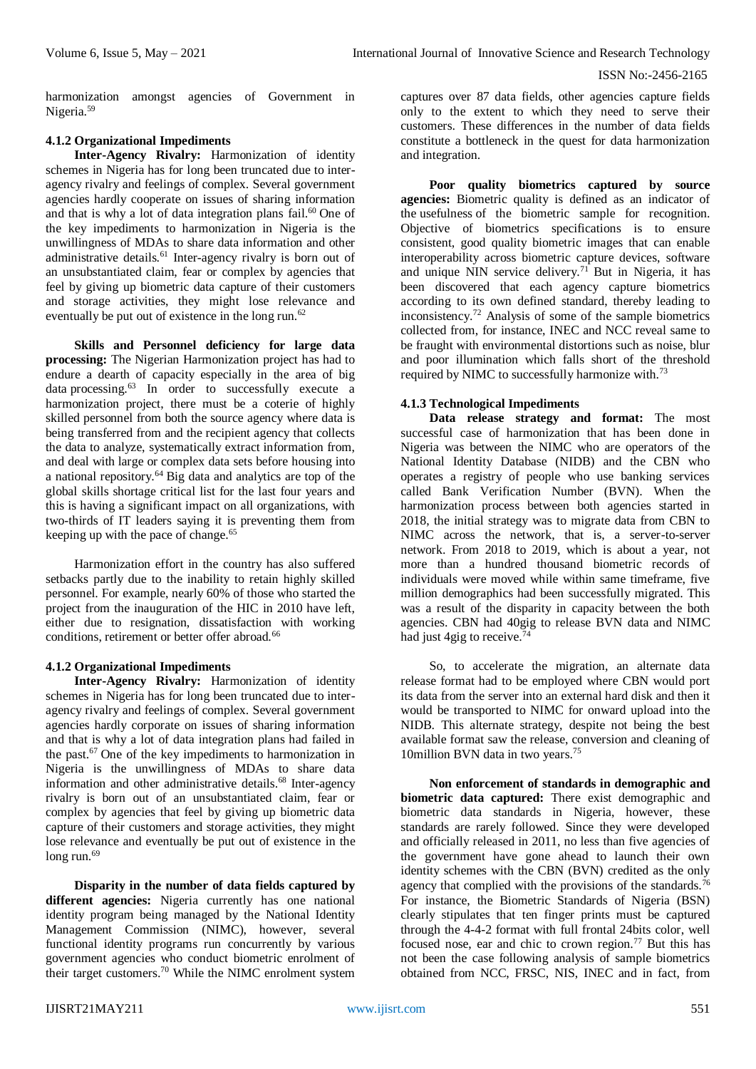harmonization amongst agencies of Government in Nigeria.[59]

### 4.1.2 Organizational Impediments

**Inter-Agency Rivalry:** Harmonization of identity schemes in Nigeria has for long been truncated due to inter-agency rivalry and feelings of complex. Several government agencies hardly cooperate on issues of sharing information and that is why a lot of data integration plans fail.[60] One of the key impediments to harmonization in Nigeria is the unwillingness of MDAs to share data information and other administrative details.[61] Inter-agency rivalry is born out of an unsubstantiated claim, fear or complex by agencies that feel by giving up biometric data capture of their customers and storage activities, they might lose relevance and eventually be put out of existence in the long run.[62]

**Skills and Personnel deficiency for large data processing:** The Nigerian Harmonization project has had to endure a dearth of capacity especially in the area of big data processing.[63] In order to successfully execute a harmonization project, there must be a coterie of highly skilled personnel from both the source agency where data is being transferred from and the recipient agency that collects the data to analyze, systematically extract information from, and deal with large or complex data sets before housing into a national repository.[64] Big data and analytics are top of the global skills shortage critical list for the last four years and this is having a significant impact on all organizations, with two-thirds of IT leaders saying it is preventing them from keeping up with the pace of change.[65]

Harmonization effort in the country has also suffered setbacks partly due to the inability to retain highly skilled personnel. For example, nearly 60% of those who started the project from the inauguration of the HIC in 2010 have left, either due to resignation, dissatisfaction with working conditions, retirement or better offer abroad.[66]

### 4.1.2 Organizational Impediments

**Inter-Agency Rivalry:** Harmonization of identity schemes in Nigeria has for long been truncated due to inter-agency rivalry and feelings of complex. Several government agencies hardly corporate on issues of sharing information and that is why a lot of data integration plans had failed in the past.[67] One of the key impediments to harmonization in Nigeria is the unwillingness of MDAs to share data information and other administrative details.[68] Inter-agency rivalry is born out of an unsubstantiated claim, fear or complex by agencies that feel by giving up biometric data capture of their customers and storage activities, they might lose relevance and eventually be put out of existence in the long run.[69]

**Disparity in the number of data fields captured by different agencies:** Nigeria currently has one national identity program being managed by the National Identity Management Commission (NIMC), however, several functional identity programs run concurrently by various government agencies who conduct biometric enrolment of their target customers.[70] While the NIMC enrolment system captures over 87 data fields, other agencies capture fields only to the extent to which they need to serve their customers. These differences in the number of data fields constitute a bottleneck in the quest for data harmonization and integration.

**Poor quality biometrics captured by source agencies:** Biometric quality is defined as an indicator of the usefulness of the biometric sample for recognition. Objective of biometrics specifications is to ensure consistent, good quality biometric images that can enable interoperability across biometric capture devices, software and unique NIN service delivery.[71] But in Nigeria, it has been discovered that each agency capture biometrics according to its own defined standard, thereby leading to inconsistency.[72] Analysis of some of the sample biometrics collected from, for instance, INEC and NCC reveal same to be fraught with environmental distortions such as noise, blur and poor illumination which falls short of the threshold required by NIMC to successfully harmonize with.[73]

### 4.1.3 Technological Impediments

**Data release strategy and format:** The most successful case of harmonization that has been done in Nigeria was between the NIMC who are operators of the National Identity Database (NIDB) and the CBN who operates a registry of people who use banking services called Bank Verification Number (BVN). When the harmonization process between both agencies started in 2018, the initial strategy was to migrate data from CBN to NIMC across the network, that is, a server-to-server network. From 2018 to 2019, which is about a year, not more than a hundred thousand biometric records of individuals were moved while within same timeframe, five million demographics had been successfully migrated. This was a result of the disparity in capacity between the both agencies. CBN had 40gig to release BVN data and NIMC had just 4gig to receive.[74]

So, to accelerate the migration, an alternate data release format had to be employed where CBN would port its data from the server into an external hard disk and then it would be transported to NIMC for onward upload into the NIDB. This alternate strategy, despite not being the best available format saw the release, conversion and cleaning of 10million BVN data in two years.[75]

**Non enforcement of standards in demographic and biometric data captured:** There exist demographic and biometric data standards in Nigeria, however, these standards are rarely followed. Since they were developed and officially released in 2011, no less than five agencies of the government have gone ahead to launch their own identity schemes with the CBN (BVN) credited as the only agency that complied with the provisions of the standards.[76] For instance, the Biometric Standards of Nigeria (BSN) clearly stipulates that ten finger prints must be captured through the 4-4-2 format with full frontal 24bits color, well focused nose, ear and chic to crown region.[77] But this has not been the case following analysis of sample biometrics obtained from NCC, FRSC, NIS, INEC and in fact, from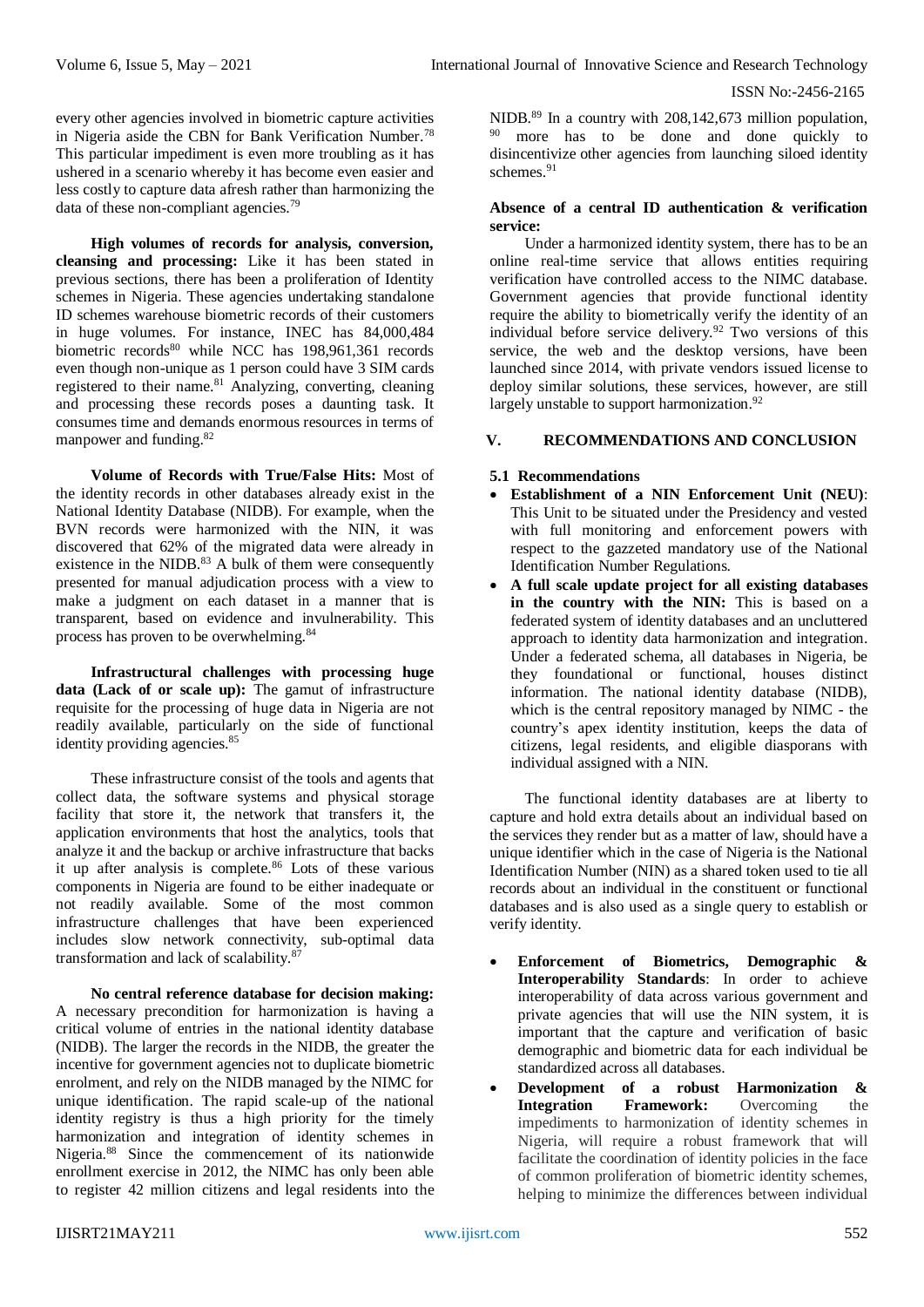every other agencies involved in biometric capture activities in Nigeria aside the CBN for Bank Verification Number.[78] This particular impediment is even more troubling as it has ushered in a scenario whereby it has become even easier and less costly to capture data afresh rather than harmonizing the data of these non-compliant agencies.[79]

**High volumes of records for analysis, conversion, cleansing and processing:** Like it has been stated in previous sections, there has been a proliferation of Identity schemes in Nigeria. These agencies undertaking standalone ID schemes warehouse biometric records of their customers in huge volumes. For instance, INEC has 84,000,484 biometric records[80] while NCC has 198,961,361 records even though non-unique as 1 person could have 3 SIM cards registered to their name.[81] Analyzing, converting, cleaning and processing these records poses a daunting task. It consumes time and demands enormous resources in terms of manpower and funding.[82]

**Volume of Records with True/False Hits:** Most of the identity records in other databases already exist in the National Identity Database (NIDB). For example, when the BVN records were harmonized with the NIN, it was discovered that 62% of the migrated data were already in existence in the NIDB.[83] A bulk of them were consequently presented for manual adjudication process with a view to make a judgment on each dataset in a manner that is transparent, based on evidence and invulnerability. This process has proven to be overwhelming.[84]

**Infrastructural challenges with processing huge data (Lack of or scale up):** The gamut of infrastructure requisite for the processing of huge data in Nigeria are not readily available, particularly on the side of functional identity providing agencies.[85]

These infrastructure consist of the tools and agents that collect data, the software systems and physical storage facility that store it, the network that transfers it, the application environments that host the analytics, tools that analyze it and the backup or archive infrastructure that backs it up after analysis is complete.[86] Lots of these various components in Nigeria are found to be either inadequate or not readily available. Some of the most common infrastructure challenges that have been experienced includes slow network connectivity, sub-optimal data transformation and lack of scalability.[87]

**No central reference database for decision making:** A necessary precondition for harmonization is having a critical volume of entries in the national identity database (NIDB). The larger the records in the NIDB, the greater the incentive for government agencies not to duplicate biometric enrolment, and rely on the NIDB managed by the NIMC for unique identification. The rapid scale-up of the national identity registry is thus a high priority for the timely harmonization and integration of identity schemes in Nigeria.[88] Since the commencement of its nationwide enrollment exercise in 2012, the NIMC has only been able to register 42 million citizens and legal residents into the NIDB.[89] In a country with 208,142,673 million population,[90] more has to be done and done quickly to disincentivize other agencies from launching siloed identity schemes.[91]

**Absence of a central ID authentication & verification service:**

Under a harmonized identity system, there has to be an online real-time service that allows entities requiring verification have controlled access to the NIMC database. Government agencies that provide functional identity require the ability to biometrically verify the identity of an individual before service delivery.[92] Two versions of this service, the web and the desktop versions, have been launched since 2014, with private vendors issued license to deploy similar solutions, these services, however, are still largely unstable to support harmonization.[92]

## V. RECOMMENDATIONS AND CONCLUSION

### 5.1 Recommendations

- **Establishment of a NIN Enforcement Unit (NEU)**: This Unit to be situated under the Presidency and vested with full monitoring and enforcement powers with respect to the gazzeted mandatory use of the National Identification Number Regulations.
- **A full scale update project for all existing databases in the country with the NIN:** This is based on a federated system of identity databases and an uncluttered approach to identity data harmonization and integration. Under a federated schema, all databases in Nigeria, be they foundational or functional, houses distinct information. The national identity database (NIDB), which is the central repository managed by NIMC - the country's apex identity institution, keeps the data of citizens, legal residents, and eligible diasporans with individual assigned with a NIN.

The functional identity databases are at liberty to capture and hold extra details about an individual based on the services they render but as a matter of law, should have a unique identifier which in the case of Nigeria is the National Identification Number (NIN) as a shared token used to tie all records about an individual in the constituent or functional databases and is also used as a single query to establish or verify identity.

- **Enforcement of Biometrics, Demographic & Interoperability Standards**: In order to achieve interoperability of data across various government and private agencies that will use the NIN system, it is important that the capture and verification of basic demographic and biometric data for each individual be standardized across all databases.
- **Development of a robust Harmonization & Integration Framework:** Overcoming the impediments to harmonization of identity schemes in Nigeria, will require a robust framework that will facilitate the coordination of identity policies in the face of common proliferation of biometric identity schemes, helping to minimize the differences between individual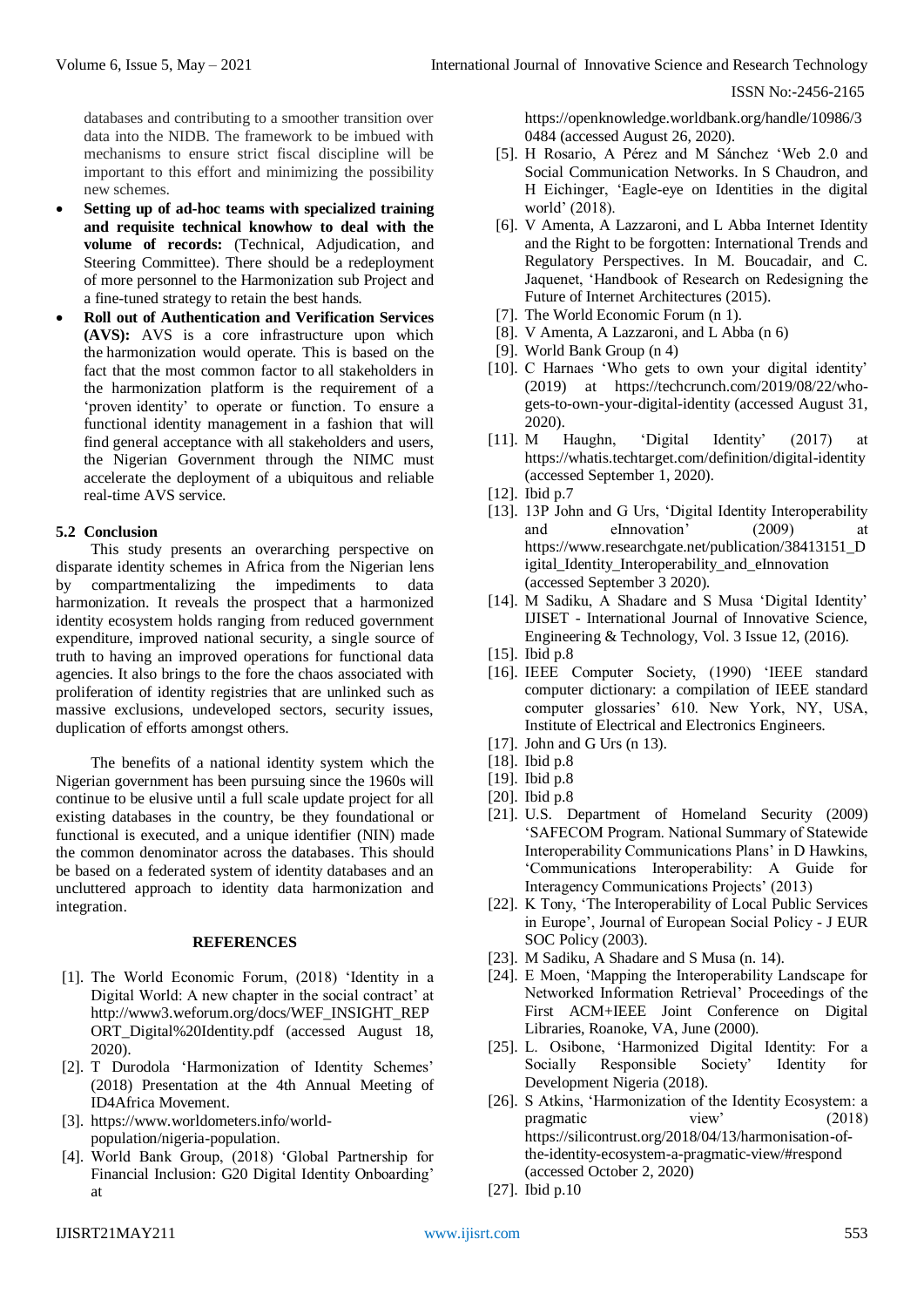databases and contributing to a smoother transition over data into the NIDB. The framework to be imbued with mechanisms to ensure strict fiscal discipline will be important to this effort and minimizing the possibility new schemes.

- **Setting up of ad-hoc teams with specialized training and requisite technical knowhow to deal with the volume of records:** (Technical, Adjudication, and Steering Committee). There should be a redeployment of more personnel to the Harmonization sub Project and a fine-tuned strategy to retain the best hands.
- **Roll out of Authentication and Verification Services (AVS):** AVS is a core infrastructure upon which the harmonization would operate. This is based on the fact that the most common factor to all stakeholders in the harmonization platform is the requirement of a 'proven identity' to operate or function. To ensure a functional identity management in a fashion that will find general acceptance with all stakeholders and users, the Nigerian Government through the NIMC must accelerate the deployment of a ubiquitous and reliable real-time AVS service.

### 5.2 Conclusion

This study presents an overarching perspective on disparate identity schemes in Africa from the Nigerian lens by compartmentalizing the impediments to data harmonization. It reveals the prospect that a harmonized identity ecosystem holds ranging from reduced government expenditure, improved national security, a single source of truth to having an improved operations for functional data agencies. It also brings to the fore the chaos associated with proliferation of identity registries that are unlinked such as massive exclusions, undeveloped sectors, security issues, duplication of efforts amongst others.

The benefits of a national identity system which the Nigerian government has been pursuing since the 1960s will continue to be elusive until a full scale update project for all existing databases in the country, be they foundational or functional is executed, and a unique identifier (NIN) made the common denominator across the databases. This should be based on a federated system of identity databases and an uncluttered approach to identity data harmonization and integration.

## REFERENCES

[1]. The World Economic Forum, (2018) 'Identity in a Digital World: A new chapter in the social contract' at http://www3.weforum.org/docs/WEF_INSIGHT_REPORT_Digital%20Identity.pdf (accessed August 18, 2020).

[2]. T Durodola 'Harmonization of Identity Schemes' (2018) Presentation at the 4th Annual Meeting of ID4Africa Movement.

[3]. https://www.worldometers.info/world-population/nigeria-population.

[4]. World Bank Group, (2018) 'Global Partnership for Financial Inclusion: G20 Digital Identity Onboarding' at https://openknowledge.worldbank.org/handle/10986/30484 (accessed August 26, 2020).

[5]. H Rosario, A Pérez and M Sánchez 'Web 2.0 and Social Communication Networks. In S Chaudron, and H Eichinger, 'Eagle-eye on Identities in the digital world' (2018).

[6]. V Amenta, A Lazzaroni, and L Abba Internet Identity and the Right to be forgotten: International Trends and Regulatory Perspectives. In M. Boucadair, and C. Jaquenet, 'Handbook of Research on Redesigning the Future of Internet Architectures (2015).

[7]. The World Economic Forum (n 1).

[8]. V Amenta, A Lazzaroni, and L Abba (n 6)

[9]. World Bank Group (n 4)

[10]. C Harnaes 'Who gets to own your digital identity' (2019) at https://techcrunch.com/2019/08/22/who-gets-to-own-your-digital-identity (accessed August 31, 2020).

[11]. M Haughn, 'Digital Identity' (2017) at https://whatis.techtarget.com/definition/digital-identity (accessed September 1, 2020).

[12]. Ibid p.7

[13]. 13P John and G Urs, 'Digital Identity Interoperability and eInnovation' (2009) at https://www.researchgate.net/publication/38413151_Digital_Identity_Interoperability_and_eInnovation (accessed September 3 2020).

[14]. M Sadiku, A Shadare and S Musa 'Digital Identity' IJISET - International Journal of Innovative Science, Engineering & Technology, Vol. 3 Issue 12, (2016).

[15]. Ibid p.8

[16]. IEEE Computer Society, (1990) 'IEEE standard computer dictionary: a compilation of IEEE standard computer glossaries' 610. New York, NY, USA, Institute of Electrical and Electronics Engineers.

[17]. John and G Urs (n 13).

[18]. Ibid p.8

[19]. Ibid p.8

[20]. Ibid p.8

[21]. U.S. Department of Homeland Security (2009) 'SAFECOM Program. National Summary of Statewide Interoperability Communications Plans' in D Hawkins, 'Communications Interoperability: A Guide for Interagency Communications Projects' (2013)

[22]. K Tony, 'The Interoperability of Local Public Services in Europe', Journal of European Social Policy - J EUR SOC Policy (2003).

[23]. M Sadiku, A Shadare and S Musa (n. 14).

[24]. E Moen, 'Mapping the Interoperability Landscape for Networked Information Retrieval' Proceedings of the First ACM+IEEE Joint Conference on Digital Libraries, Roanoke, VA, June (2000).

[25]. L. Osibone, 'Harmonized Digital Identity: For a Socially Responsible Society' Identity for Development Nigeria (2018).

[26]. S Atkins, 'Harmonization of the Identity Ecosystem: a pragmatic view' (2018) https://silicontrust.org/2018/04/13/harmonisation-of-the-identity-ecosystem-a-pragmatic-view/#respond (accessed October 2, 2020)

[27]. Ibid p.10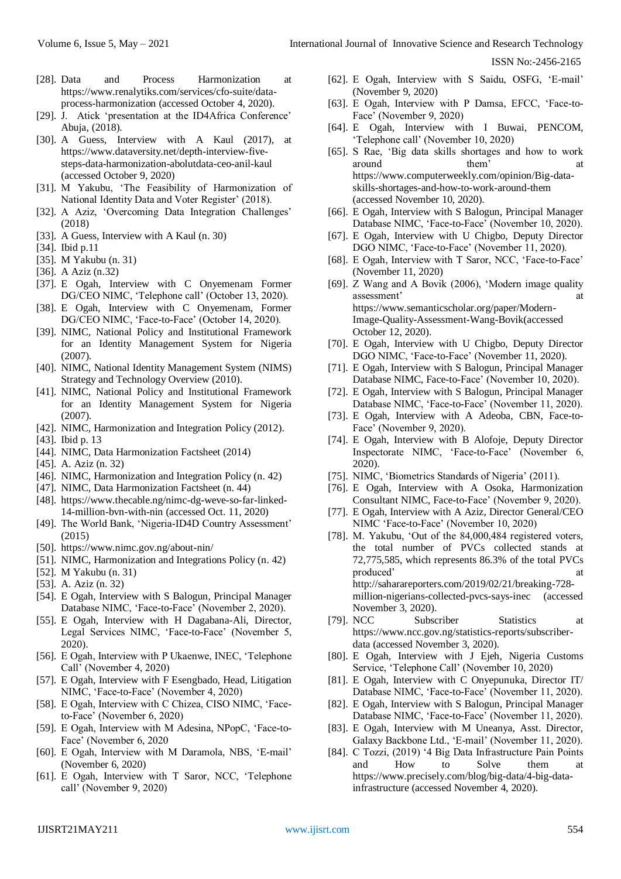[28]. Data and Process Harmonization at https://www.renalytiks.com/services/cfo-suite/data-process-harmonization (accessed October 4, 2020).

[29]. J. Atick 'presentation at the ID4Africa Conference' Abuja, (2018).

[30]. A Guess, Interview with A Kaul (2017), at https://www.dataversity.net/depth-interview-five-steps-data-harmonization-abolutdata-ceo-anil-kaul (accessed October 9, 2020)

[31]. M Yakubu, 'The Feasibility of Harmonization of National Identity Data and Voter Register' (2018).

[32]. A Aziz, 'Overcoming Data Integration Challenges' (2018)

[33]. A Guess, Interview with A Kaul (n. 30)

[34]. Ibid p.11

[35]. M Yakubu (n. 31)

[36]. A Aziz (n.32)

[37]. E Ogah, Interview with C Onyemenam Former DG/CEO NIMC, 'Telephone call' (October 13, 2020).

[38]. E Ogah, Interview with C Onyemenam, Former DG/CEO NIMC, 'Face-to-Face' (October 14, 2020).

[39]. NIMC, National Policy and Institutional Framework for an Identity Management System for Nigeria (2007).

[40]. NIMC, National Identity Management System (NIMS) Strategy and Technology Overview (2010).

[41]. NIMC, National Policy and Institutional Framework for an Identity Management System for Nigeria (2007).

[42]. NIMC, Harmonization and Integration Policy (2012).

[43]. Ibid p. 13

[44]. NIMC, Data Harmonization Factsheet (2014)

[45]. A. Aziz (n. 32)

[46]. NIMC, Harmonization and Integration Policy (n. 42)

[47]. NIMC, Data Harmonization Factsheet (n. 44)

[48]. https://www.thecable.ng/nimc-dg-weve-so-far-linked-14-million-bvn-with-nin (accessed Oct. 11, 2020)

[49]. The World Bank, 'Nigeria-ID4D Country Assessment' (2015)

[50]. https://www.nimc.gov.ng/about-nin/

[51]. NIMC, Harmonization and Integrations Policy (n. 42)

[52]. M Yakubu (n. 31)

[53]. A. Aziz (n. 32)

[54]. E Ogah, Interview with S Balogun, Principal Manager Database NIMC, 'Face-to-Face' (November 2, 2020).

[55]. E Ogah, Interview with H Dagabana-Ali, Director, Legal Services NIMC, 'Face-to-Face' (November 5, 2020).

[56]. E Ogah, Interview with P Ukaenwe, INEC, 'Telephone Call' (November 4, 2020)

[57]. E Ogah, Interview with F Esengbado, Head, Litigation NIMC, 'Face-to-Face' (November 4, 2020)

[58]. E Ogah, Interview with C Chizea, CISO NIMC, 'Face-to-Face' (November 6, 2020)

[59]. E Ogah, Interview with M Adesina, NPopC, 'Face-to-Face' (November 6, 2020

[60]. E Ogah, Interview with M Daramola, NBS, 'E-mail' (November 6, 2020)

[61]. E Ogah, Interview with T Saror, NCC, 'Telephone call' (November 9, 2020)

[62]. E Ogah, Interview with S Saidu, OSFG, 'E-mail' (November 9, 2020)

[63]. E Ogah, Interview with P Damsa, EFCC, 'Face-to-Face' (November 9, 2020)

[64]. E Ogah, Interview with I Buwai, PENCOM, 'Telephone call' (November 10, 2020)

[65]. S Rae, 'Big data skills shortages and how to work around them' at https://www.computerweekly.com/opinion/Big-data-skills-shortages-and-how-to-work-around-them (accessed November 10, 2020).

[66]. E Ogah, Interview with S Balogun, Principal Manager Database NIMC, 'Face-to-Face' (November 10, 2020).

[67]. E Ogah, Interview with U Chigbo, Deputy Director DGO NIMC, 'Face-to-Face' (November 11, 2020).

[68]. E Ogah, Interview with T Saror, NCC, 'Face-to-Face' (November 11, 2020)

[69]. Z Wang and A Bovik (2006), 'Modern image quality assessment' at https://www.semanticscholar.org/paper/Modern-Image-Quality-Assessment-Wang-Bovik(accessed October 12, 2020).

[70]. E Ogah, Interview with U Chigbo, Deputy Director DGO NIMC, 'Face-to-Face' (November 11, 2020).

[71]. E Ogah, Interview with S Balogun, Principal Manager Database NIMC, Face-to-Face' (November 10, 2020).

[72]. E Ogah, Interview with S Balogun, Principal Manager Database NIMC, 'Face-to-Face' (November 11, 2020).

[73]. E Ogah, Interview with A Adeoba, CBN, Face-to-Face' (November 9, 2020).

[74]. E Ogah, Interview with B Alofoje, Deputy Director Inspectorate NIMC, 'Face-to-Face' (November 6, 2020).

[75]. NIMC, 'Biometrics Standards of Nigeria' (2011).

[76]. E Ogah, Interview with A Osoka, Harmonization Consultant NIMC, Face-to-Face' (November 9, 2020).

[77]. E Ogah, Interview with A Aziz, Director General/CEO NIMC 'Face-to-Face' (November 10, 2020)

[78]. M. Yakubu, 'Out of the 84,000,484 registered voters, the total number of PVCs collected stands at 72,775,585, which represents 86.3% of the total PVCs produced' at http://saharareporters.com/2019/02/21/breaking-728-million-nigerians-collected-pvcs-says-inec (accessed November 3, 2020).

[79]. NCC Subscriber Statistics at https://www.ncc.gov.ng/statistics-reports/subscriber-data (accessed November 3, 2020).

[80]. E Ogah, Interview with J Ejeh, Nigeria Customs Service, 'Telephone Call' (November 10, 2020)

[81]. E Ogah, Interview with C Onyepunuka, Director IT/ Database NIMC, 'Face-to-Face' (November 11, 2020).

[82]. E Ogah, Interview with S Balogun, Principal Manager Database NIMC, 'Face-to-Face' (November 11, 2020).

[83]. E Ogah, Interview with M Uneanya, Asst. Director, Galaxy Backbone Ltd., 'E-mail' (November 11, 2020).

[84]. C Tozzi, (2019) '4 Big Data Infrastructure Pain Points and How to Solve them at https://www.precisely.com/blog/big-data/4-big-data-infrastructure (accessed November 4, 2020).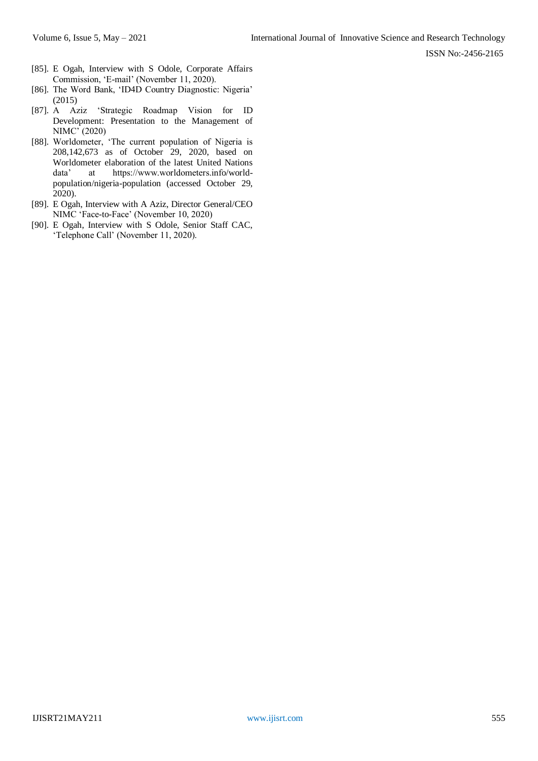[85]. E Ogah, Interview with S Odole, Corporate Affairs Commission, 'E-mail' (November 11, 2020).

[86]. The Word Bank, 'ID4D Country Diagnostic: Nigeria' (2015)

[87]. A Aziz 'Strategic Roadmap Vision for ID Development: Presentation to the Management of NIMC' (2020)

[88]. Worldometer, 'The current population of Nigeria is 208,142,673 as of October 29, 2020, based on Worldometer elaboration of the latest United Nations data' at https://www.worldometers.info/world-population/nigeria-population (accessed October 29, 2020).

[89]. E Ogah, Interview with A Aziz, Director General/CEO NIMC 'Face-to-Face' (November 10, 2020)

[90]. E Ogah, Interview with S Odole, Senior Staff CAC, 'Telephone Call' (November 11, 2020).